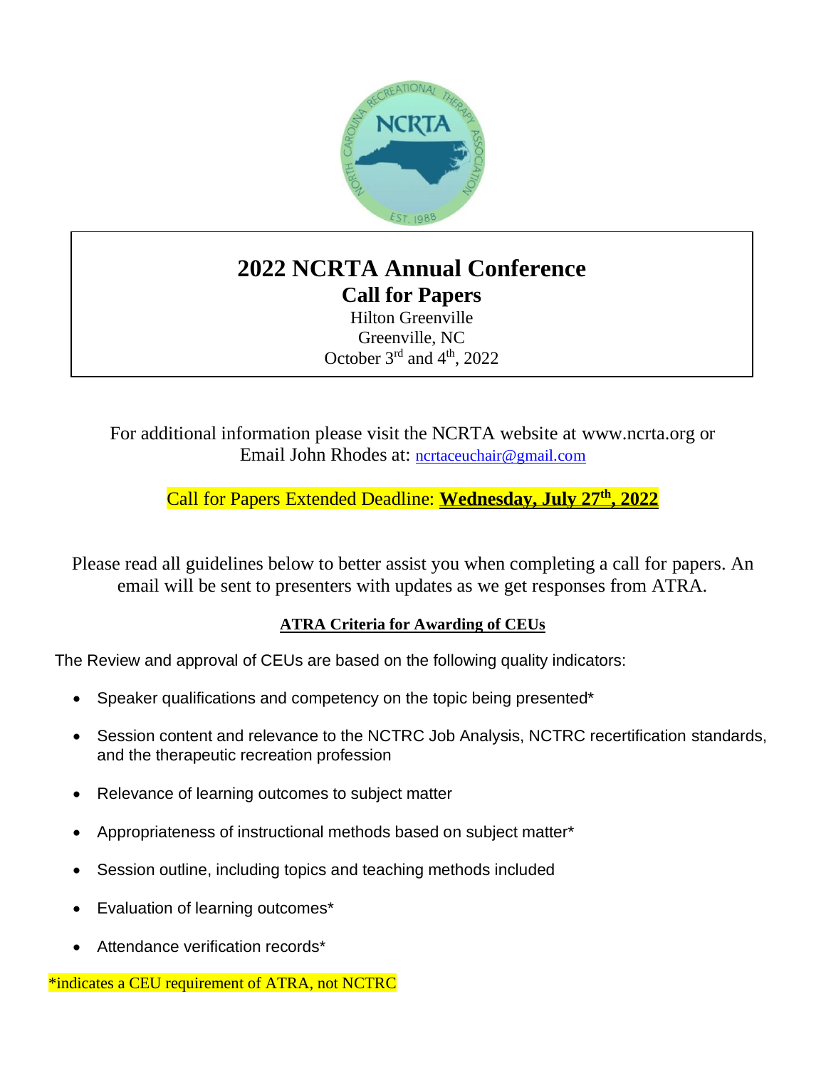# 2022 NCRTA Annual Conference

## Call for Papers

Hilton Greenville
Greenville, NC
October 3rd and 4th, 2022

For additional information please visit the NCRTA website at www.ncrta.org or Email John Rhodes at: ncrtaceuchair@gmail.com

Call for Papers Extended Deadline: **Wednesday, July 27th, 2022**

Please read all guidelines below to better assist you when completing a call for papers. An email will be sent to presenters with updates as we get responses from ATRA.

### ATRA Criteria for Awarding of CEUs

The Review and approval of CEUs are based on the following quality indicators:

- Speaker qualifications and competency on the topic being presented*
- Session content and relevance to the NCTRC Job Analysis, NCTRC recertification standards, and the therapeutic recreation profession
- Relevance of learning outcomes to subject matter
- Appropriateness of instructional methods based on subject matter*
- Session outline, including topics and teaching methods included
- Evaluation of learning outcomes*
- Attendance verification records*

*indicates a CEU requirement of ATRA, not NCTRC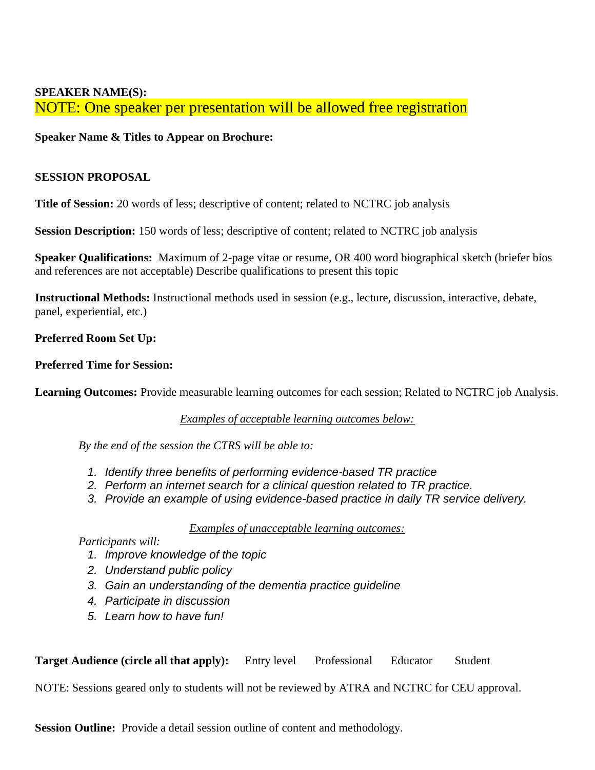**SPEAKER NAME(S):**

NOTE: One speaker per presentation will be allowed free registration

**Speaker Name & Titles to Appear on Brochure:**

**SESSION PROPOSAL**

**Title of Session:** 20 words of less; descriptive of content; related to NCTRC job analysis

**Session Description:** 150 words of less; descriptive of content; related to NCTRC job analysis

**Speaker Qualifications:** Maximum of 2-page vitae or resume, OR 400 word biographical sketch (briefer bios and references are not acceptable) Describe qualifications to present this topic

**Instructional Methods:** Instructional methods used in session (e.g., lecture, discussion, interactive, debate, panel, experiential, etc.)

**Preferred Room Set Up:**

**Preferred Time for Session:**

**Learning Outcomes:** Provide measurable learning outcomes for each session; Related to NCTRC job Analysis.

*Examples of acceptable learning outcomes below:*

*By the end of the session the CTRS will be able to:*

1. *Identify three benefits of performing evidence-based TR practice*
2. *Perform an internet search for a clinical question related to TR practice.*
3. *Provide an example of using evidence-based practice in daily TR service delivery.*

*Examples of unacceptable learning outcomes:*

*Participants will:*

1. *Improve knowledge of the topic*
2. *Understand public policy*
3. *Gain an understanding of the dementia practice guideline*
4. *Participate in discussion*
5. *Learn how to have fun!*

**Target Audience (circle all that apply):** Entry level Professional Educator Student

NOTE: Sessions geared only to students will not be reviewed by ATRA and NCTRC for CEU approval.

**Session Outline:** Provide a detail session outline of content and methodology.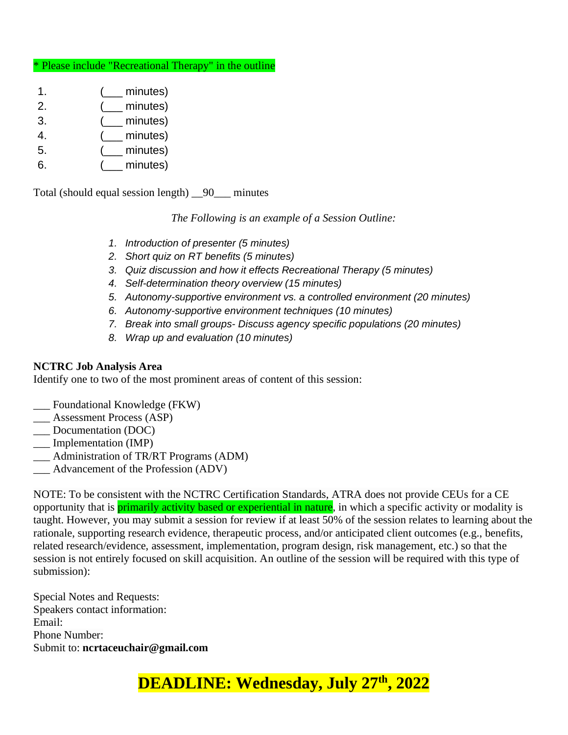* Please include "Recreational Therapy" in the outline

1. (___ minutes)
2. (___ minutes)
3. (___ minutes)
4. (___ minutes)
5. (___ minutes)
6. (___ minutes)

Total (should equal session length) __90___ minutes

*The Following is an example of a Session Outline:*

1. *Introduction of presenter (5 minutes)*
2. *Short quiz on RT benefits (5 minutes)*
3. *Quiz discussion and how it effects Recreational Therapy (5 minutes)*
4. *Self-determination theory overview (15 minutes)*
5. *Autonomy-supportive environment vs. a controlled environment (20 minutes)*
6. *Autonomy-supportive environment techniques (10 minutes)*
7. *Break into small groups- Discuss agency specific populations (20 minutes)*
8. *Wrap up and evaluation (10 minutes)*

**NCTRC Job Analysis Area**
Identify one to two of the most prominent areas of content of this session:

___ Foundational Knowledge (FKW)
___ Assessment Process (ASP)
___ Documentation (DOC)
___ Implementation (IMP)
___ Administration of TR/RT Programs (ADM)
___ Advancement of the Profession (ADV)

NOTE: To be consistent with the NCTRC Certification Standards, ATRA does not provide CEUs for a CE opportunity that is primarily activity based or experiential in nature, in which a specific activity or modality is taught. However, you may submit a session for review if at least 50% of the session relates to learning about the rationale, supporting research evidence, therapeutic process, and/or anticipated client outcomes (e.g., benefits, related research/evidence, assessment, implementation, program design, risk management, etc.) so that the session is not entirely focused on skill acquisition. An outline of the session will be required with this type of submission):

Special Notes and Requests:
Speakers contact information:
Email:
Phone Number:
Submit to: **ncrtaceuchair@gmail.com**

# **DEADLINE: Wednesday, July 27th, 2022**